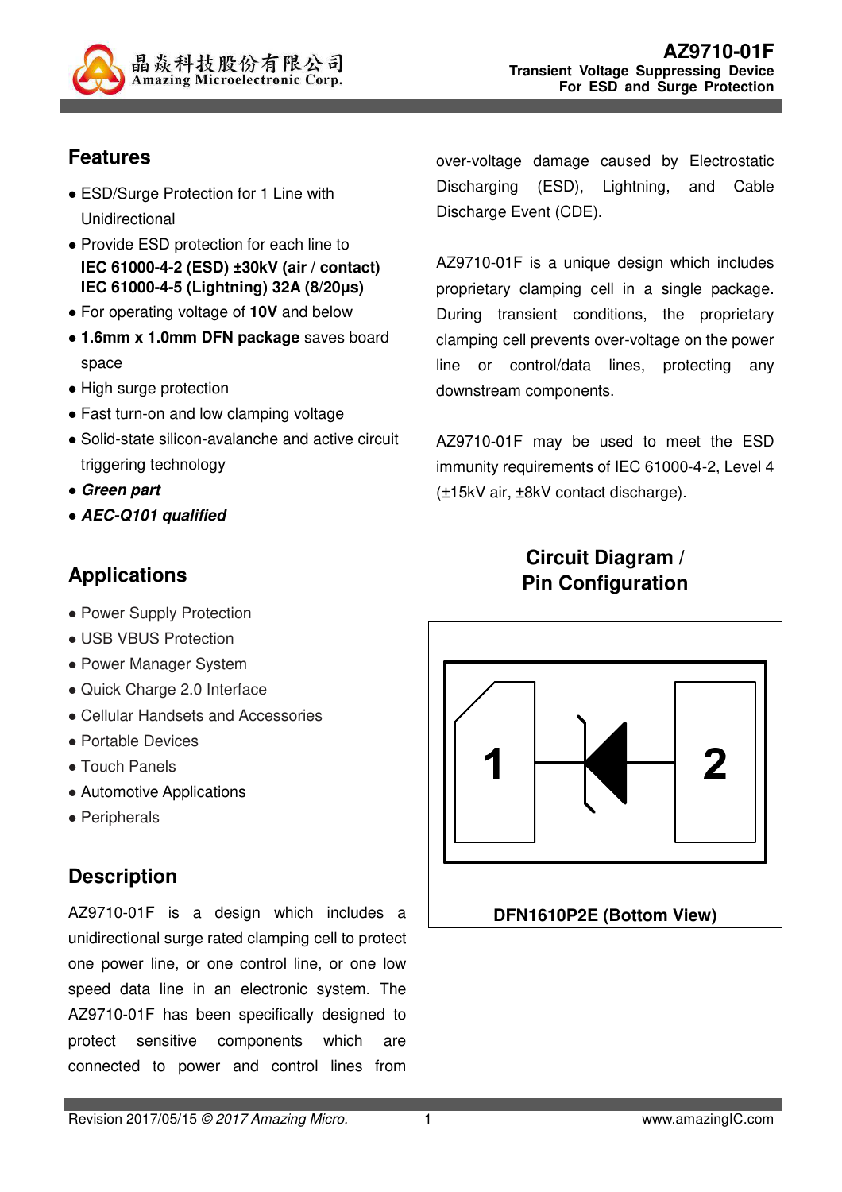# AZ9710-01F

**Transient Voltage Suppressing Device For ESD and Surge Protection**

## Features

- ESD/Surge Protection for 1 Line with Unidirectional
- Provide ESD protection for each line to **IEC 61000-4-2 (ESD) ±30kV (air / contact)** **IEC 61000-4-5 (Lightning) 32A (8/20μs)**
- For operating voltage of **10V** and below
- **1.6mm x 1.0mm DFN package** saves board space
- High surge protection
- Fast turn-on and low clamping voltage
- Solid-state silicon-avalanche and active circuit triggering technology
- ***Green part***
- ***AEC-Q101 qualified***

## Applications

- Power Supply Protection
- USB VBUS Protection
- Power Manager System
- Quick Charge 2.0 Interface
- Cellular Handsets and Accessories
- Portable Devices
- Touch Panels
- Automotive Applications
- Peripherals

## Description

AZ9710-01F is a design which includes a unidirectional surge rated clamping cell to protect one power line, or one control line, or one low speed data line in an electronic system. The AZ9710-01F has been specifically designed to protect sensitive components which are connected to power and control lines from over-voltage damage caused by Electrostatic Discharging (ESD), Lightning, and Cable Discharge Event (CDE).

AZ9710-01F is a unique design which includes proprietary clamping cell in a single package. During transient conditions, the proprietary clamping cell prevents over-voltage on the power line or control/data lines, protecting any downstream components.

AZ9710-01F may be used to meet the ESD immunity requirements of IEC 61000-4-2, Level 4 (±15kV air, ±8kV contact discharge).

## Circuit Diagram / Pin Configuration

1 2

**DFN1610P2E (Bottom View)**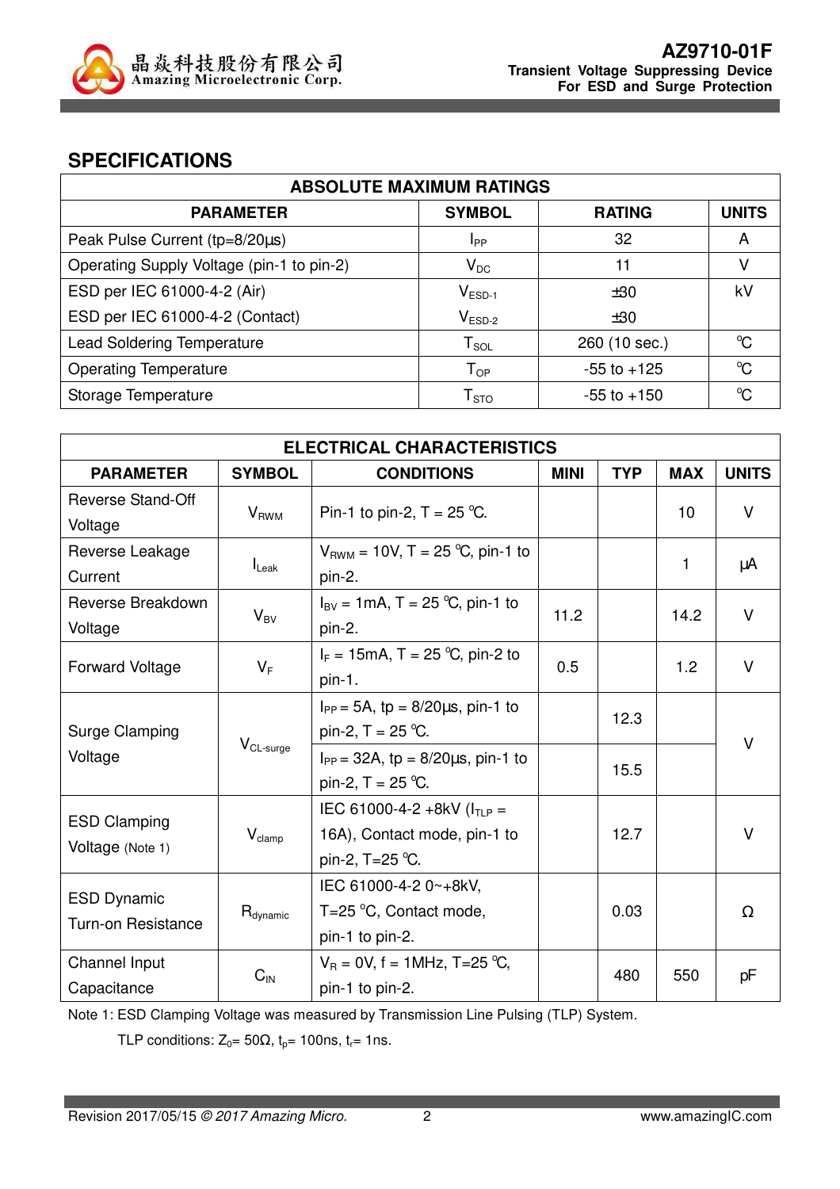## SPECIFICATIONS

| ABSOLUTE MAXIMUM RATINGS | | | |
|---|---|---|---|
| **PARAMETER** | **SYMBOL** | **RATING** | **UNITS** |
| Peak Pulse Current (tp=8/20µs) | $I_{PP}$ | 32 | A |
| Operating Supply Voltage (pin-1 to pin-2) | $V_{DC}$ | 11 | V |
| ESD per IEC 61000-4-2 (Air) | $V_{ESD-1}$ | ±30 | kV |
| ESD per IEC 61000-4-2 (Contact) | $V_{ESD-2}$ | ±30 | |
| Lead Soldering Temperature | $T_{SOL}$ | 260 (10 sec.) | °C |
| Operating Temperature | $T_{OP}$ | -55 to +125 | °C |
| Storage Temperature | $T_{STO}$ | -55 to +150 | °C |

| ELECTRICAL CHARACTERISTICS | | | | | | |
|---|---|---|---|---|---|---|
| **PARAMETER** | **SYMBOL** | **CONDITIONS** | **MINI** | **TYP** | **MAX** | **UNITS** |
| Reverse Stand-Off Voltage | $V_{RWM}$ | Pin-1 to pin-2, T = 25 °C. | | | 10 | V |
| Reverse Leakage Current | $I_{Leak}$ | $V_{RWM}$ = 10V, T = 25 °C, pin-1 to pin-2. | | | 1 | µA |
| Reverse Breakdown Voltage | $V_{BV}$ | $I_{BV}$ = 1mA, T = 25 °C, pin-1 to pin-2. | 11.2 | | 14.2 | V |
| Forward Voltage | $V_F$ | $I_F$ = 15mA, T = 25 °C, pin-2 to pin-1. | 0.5 | | 1.2 | V |
| Surge Clamping Voltage | $V_{CL-surge}$ | $I_{PP}$ = 5A, tp = 8/20µs, pin-1 to pin-2, T = 25 °C. | | 12.3 | | V |
| | | $I_{PP}$ = 32A, tp = 8/20µs, pin-1 to pin-2, T = 25 °C. | | 15.5 | | V |
| ESD Clamping Voltage (Note 1) | $V_{clamp}$ | IEC 61000-4-2 +8kV ($I_{TLP}$ = 16A), Contact mode, pin-1 to pin-2, T=25 °C. | | 12.7 | | V |
| ESD Dynamic Turn-on Resistance | $R_{dynamic}$ | IEC 61000-4-2 0~+8kV, T=25 °C, Contact mode, pin-1 to pin-2. | | 0.03 | | Ω |
| Channel Input Capacitance | $C_{IN}$ | $V_R$ = 0V, f = 1MHz, T=25 °C, pin-1 to pin-2. | | 480 | 550 | pF |

Note 1: ESD Clamping Voltage was measured by Transmission Line Pulsing (TLP) System.

TLP conditions: $Z_0$= 50Ω, $t_p$= 100ns, $t_r$= 1ns.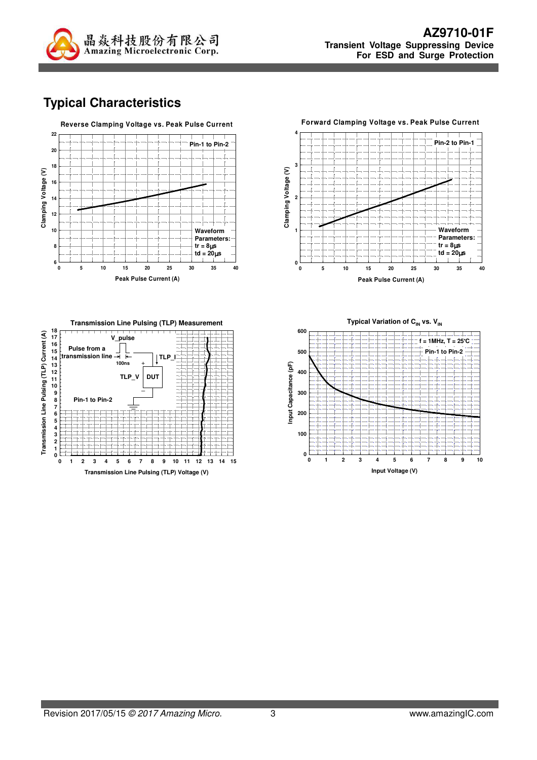## Typical Characteristics

**Reverse Clamping Voltage vs. Peak Pulse Current**

Pin-1 to Pin-2

Waveform Parameters:
tr = 8μs
td = 20μs

Clamping Voltage (V)

Peak Pulse Current (A)

**Forward Clamping Voltage vs. Peak Pulse Current**

Pin-2 to Pin-1

Waveform Parameters:
tr = 8μs
td = 20μs

Clamping Voltage (V)

Peak Pulse Current (A)

**Transmission Line Pulsing (TLP) Measurement**

V_pulse

Pulse from a transmission line

100ns

TLP_I

TLP_V

DUT

Pin-1 to Pin-2

Transmission Line Pulsing (TLP) Current (A)

Transmission Line Pulsing (TLP) Voltage (V)

**Typical Variation of $C_{IN}$ vs. $V_{IN}$**

f = 1MHz, T = 25°C

Pin-1 to Pin-2

Input Capacitance (pF)

Input Voltage (V)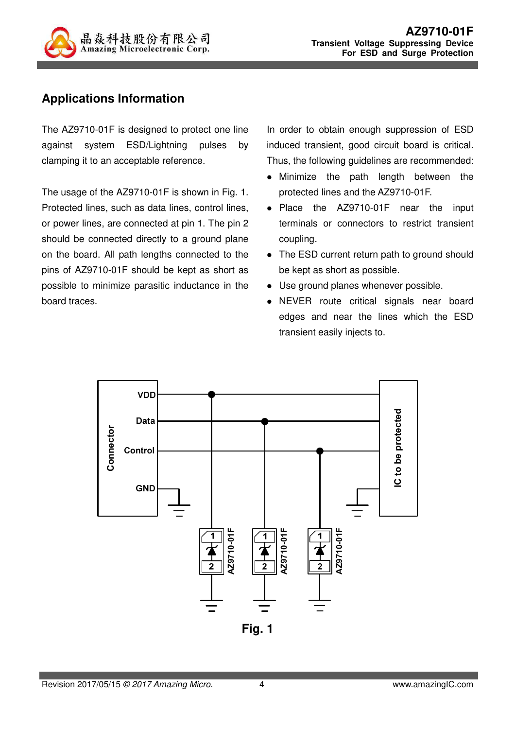## Applications Information

The AZ9710-01F is designed to protect one line against system ESD/Lightning pulses by clamping it to an acceptable reference.

The usage of the AZ9710-01F is shown in Fig. 1. Protected lines, such as data lines, control lines, or power lines, are connected at pin 1. The pin 2 should be connected directly to a ground plane on the board. All path lengths connected to the pins of AZ9710-01F should be kept as short as possible to minimize parasitic inductance in the board traces.

In order to obtain enough suppression of ESD induced transient, good circuit board is critical. Thus, the following guidelines are recommended:

- Minimize the path length between the protected lines and the AZ9710-01F.
- Place the AZ9710-01F near the input terminals or connectors to restrict transient coupling.
- The ESD current return path to ground should be kept as short as possible.
- Use ground planes whenever possible.
- NEVER route critical signals near board edges and near the lines which the ESD transient easily injects to.

Connector: VDD, Data, Control, GND — IC to be protected — AZ9710-01F (pins 1, 2) ×3

**Fig. 1**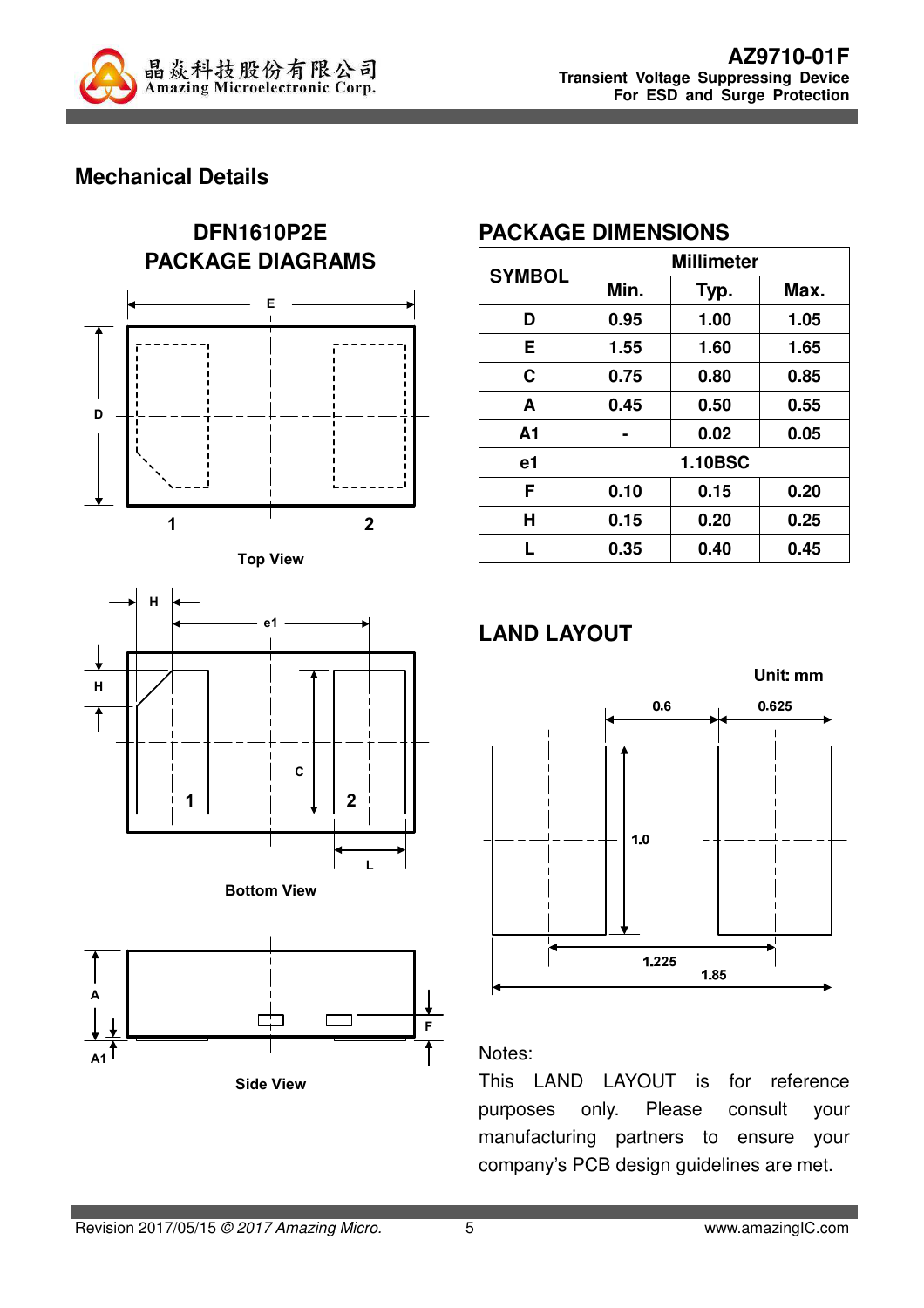## Mechanical Details

### DFN1610P2E PACKAGE DIAGRAMS

Top View

Bottom View

Side View

### PACKAGE DIMENSIONS

| SYMBOL | Millimeter | | |
|---|---|---|---|
| | Min. | Typ. | Max. |
| D | 0.95 | 1.00 | 1.05 |
| E | 1.55 | 1.60 | 1.65 |
| C | 0.75 | 0.80 | 0.85 |
| A | 0.45 | 0.50 | 0.55 |
| A1 | - | 0.02 | 0.05 |
| e1 | 1.10BSC | | |
| F | 0.10 | 0.15 | 0.20 |
| H | 0.15 | 0.20 | 0.25 |
| L | 0.35 | 0.40 | 0.45 |

### LAND LAYOUT

Unit: mm

Notes:

This LAND LAYOUT is for reference purposes only. Please consult your manufacturing partners to ensure your company's PCB design guidelines are met.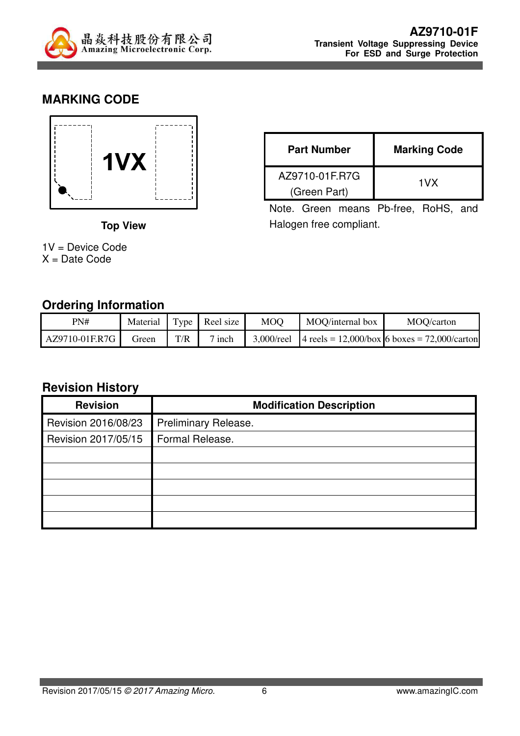## MARKING CODE

1VX

Top View

1V = Device Code
X = Date Code

| Part Number | Marking Code |
|---|---|
| AZ9710-01F.R7G (Green Part) | 1VX |

Note. Green means Pb-free, RoHS, and Halogen free compliant.

## Ordering Information

| PN# | Material | Type | Reel size | MOQ | MOQ/internal box | MOQ/carton |
|---|---|---|---|---|---|---|
| AZ9710-01F.R7G | Green | T/R | 7 inch | 3,000/reel | 4 reels = 12,000/box | 6 boxes = 72,000/carton |

## Revision History

| Revision | Modification Description |
|---|---|
| Revision 2016/08/23 | Preliminary Release. |
| Revision 2017/05/15 | Formal Release. |
| | |
| | |
| | |
| | |
| | |